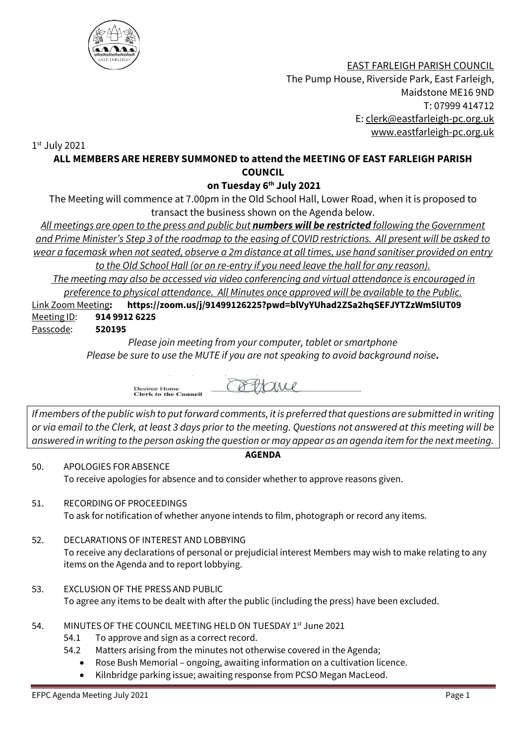EAST FARLEIGH PARISH COUNCIL
The Pump House, Riverside Park, East Farleigh,
Maidstone ME16 9ND
T: 07999 414712
E: clerk@eastfarleigh-pc.org.uk
www.eastfarleigh-pc.org.uk

1st July 2021

**ALL MEMBERS ARE HEREBY SUMMONED to attend the MEETING OF EAST FARLEIGH PARISH COUNCIL**

**on Tuesday 6th July 2021**

The Meeting will commence at 7.00pm in the Old School Hall, Lower Road, when it is proposed to transact the business shown on the Agenda below.

*All meetings are open to the press and public but **numbers will be restricted** following the Government and Prime Minister's Step 3 of the roadmap to the easing of COVID restrictions. All present will be asked to wear a facemask when not seated, observe a 2m distance at all times, use hand sanitiser provided on entry to the Old School Hall (or on re-entry if you need leave the hall for any reason).*

*The meeting may also be accessed via video conferencing and virtual attendance is encouraged in preference to physical attendance. All Minutes once approved will be available to the Public.*

Link Zoom Meeting**: https://zoom.us/j/91499126225?pwd=blVyYUhad2ZSa2hqSEFJYTZzWm5lUT09**
Meeting ID: **914 9912 6225**
Passcode: **520195**

*Please join meeting from your computer, tablet or smartphone*
*Please be sure to use the MUTE if you are not speaking to avoid background noise**.***

Desiree Home
Clerk to the Council

*If members of the public wish to put forward comments, it is preferred that questions are submitted in writing or via email to the Clerk, at least 3 days prior to the meeting. Questions not answered at this meeting will be answered in writing to the person asking the question or may appear as an agenda item for the next meeting.*

**AGENDA**

50. APOLOGIES FOR ABSENCE
    To receive apologies for absence and to consider whether to approve reasons given.

51. RECORDING OF PROCEEDINGS
    To ask for notification of whether anyone intends to film, photograph or record any items.

52. DECLARATIONS OF INTEREST AND LOBBYING
    To receive any declarations of personal or prejudicial interest Members may wish to make relating to any items on the Agenda and to report lobbying.

53. EXCLUSION OF THE PRESS AND PUBLIC
    To agree any items to be dealt with after the public (including the press) have been excluded.

54. MINUTES OF THE COUNCIL MEETING HELD ON TUESDAY 1st June 2021
    54.1 To approve and sign as a correct record.
    54.2 Matters arising from the minutes not otherwise covered in the Agenda;
    - Rose Bush Memorial – ongoing, awaiting information on a cultivation licence.
    - Kilnbridge parking issue; awaiting response from PCSO Megan MacLeod.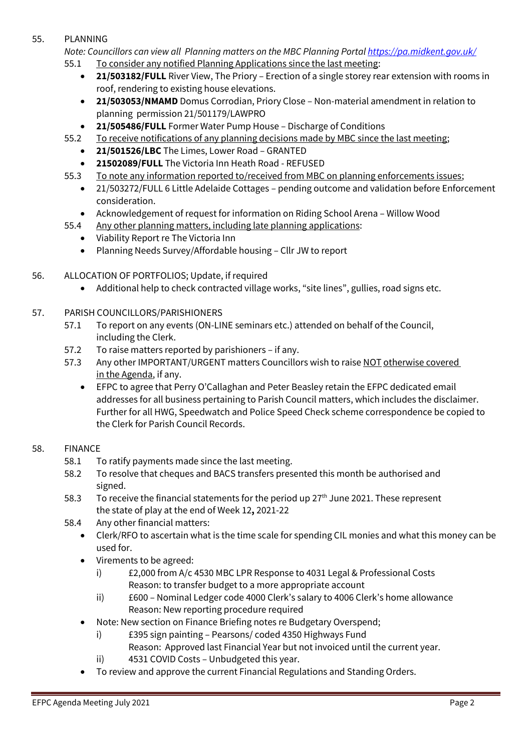55. PLANNING

*Note: Councillors can view all Planning matters on the MBC Planning Portal https://pa.midkent.gov.uk/*

55.1 To consider any notified Planning Applications since the last meeting:

- **21/503182/FULL** River View, The Priory – Erection of a single storey rear extension with rooms in roof, rendering to existing house elevations.
- **21/503053/NMAMD** Domus Corrodian, Priory Close – Non-material amendment in relation to planning permission 21/501179/LAWPRO
- **21/505486/FULL** Former Water Pump House – Discharge of Conditions

55.2 To receive notifications of any planning decisions made by MBC since the last meeting;

- **21/501526/LBC** The Limes, Lower Road – GRANTED
- **21502089/FULL** The Victoria Inn Heath Road - REFUSED

55.3 To note any information reported to/received from MBC on planning enforcements issues;

- 21/503272/FULL 6 Little Adelaide Cottages – pending outcome and validation before Enforcement consideration.
- Acknowledgement of request for information on Riding School Arena – Willow Wood

55.4 Any other planning matters, including late planning applications:

- Viability Report re The Victoria Inn
- Planning Needs Survey/Affordable housing – Cllr JW to report

56. ALLOCATION OF PORTFOLIOS; Update, if required

- Additional help to check contracted village works, "site lines", gullies, road signs etc.

57. PARISH COUNCILLORS/PARISHIONERS

57.1 To report on any events (ON-LINE seminars etc.) attended on behalf of the Council, including the Clerk.

57.2 To raise matters reported by parishioners – if any.

57.3 Any other IMPORTANT/URGENT matters Councillors wish to raise NOT otherwise covered in the Agenda, if any.

- EFPC to agree that Perry O'Callaghan and Peter Beasley retain the EFPC dedicated email addresses for all business pertaining to Parish Council matters, which includes the disclaimer. Further for all HWG, Speedwatch and Police Speed Check scheme correspondence be copied to the Clerk for Parish Council Records.

58. FINANCE

58.1 To ratify payments made since the last meeting.

58.2 To resolve that cheques and BACS transfers presented this month be authorised and signed.

58.3 To receive the financial statements for the period up 27th June 2021. These represent the state of play at the end of Week 12**,** 2021-22

58.4 Any other financial matters:

- Clerk/RFO to ascertain what is the time scale for spending CIL monies and what this money can be used for.
- Virements to be agreed:
  - i) £2,000 from A/c 4530 MBC LPR Response to 4031 Legal & Professional Costs
    Reason: to transfer budget to a more appropriate account
  - ii) £600 – Nominal Ledger code 4000 Clerk's salary to 4006 Clerk's home allowance
    Reason: New reporting procedure required
- Note: New section on Finance Briefing notes re Budgetary Overspend;
  - i) £395 sign painting – Pearsons/ coded 4350 Highways Fund
    Reason: Approved last Financial Year but not invoiced until the current year.
  - ii) 4531 COVID Costs – Unbudgeted this year.
- To review and approve the current Financial Regulations and Standing Orders.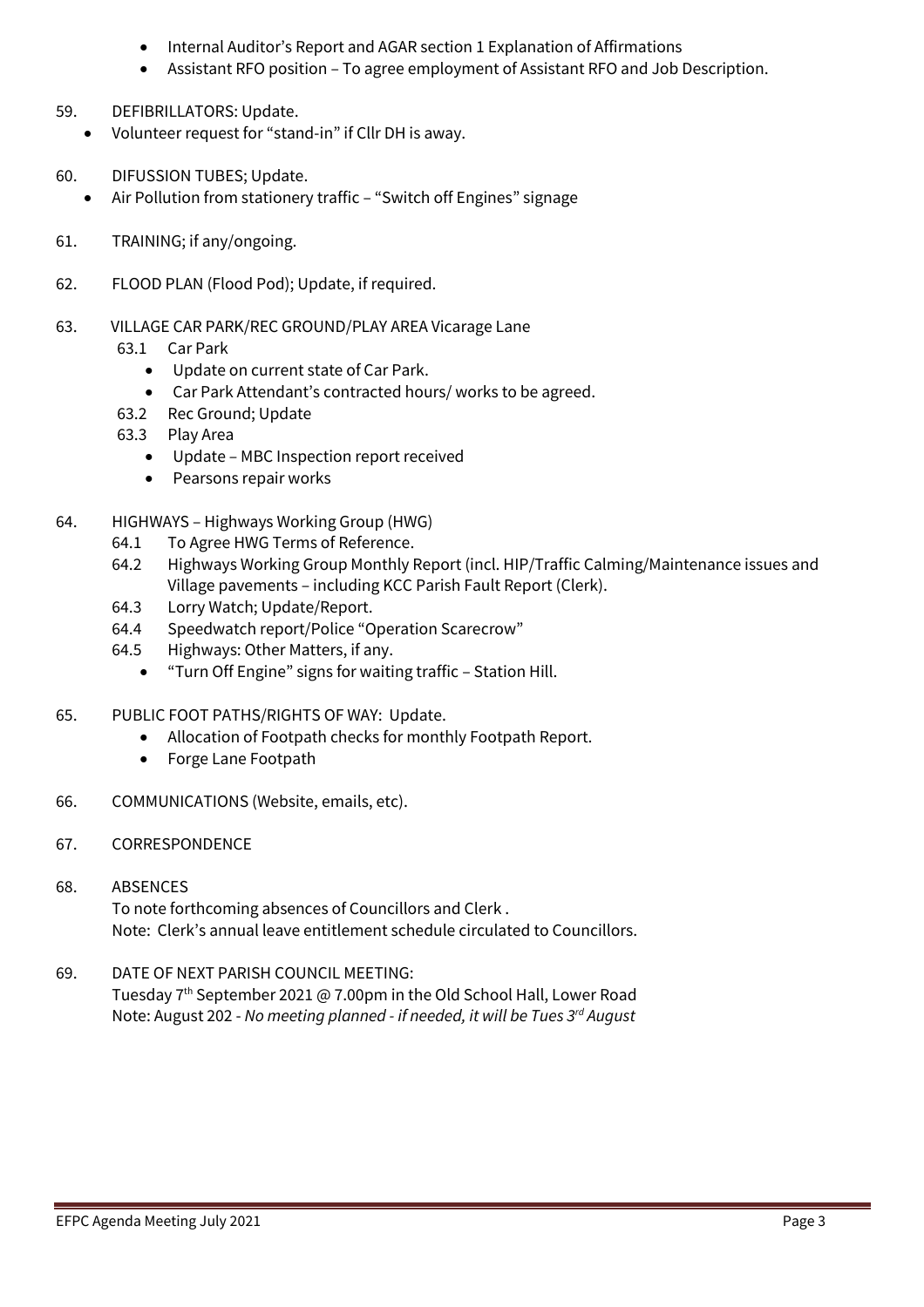- Internal Auditor's Report and AGAR section 1 Explanation of Affirmations
- Assistant RFO position – To agree employment of Assistant RFO and Job Description.

59. DEFIBRILLATORS: Update.
    - Volunteer request for "stand-in" if Cllr DH is away.

60. DIFUSSION TUBES; Update.
    - Air Pollution from stationery traffic – "Switch off Engines" signage

61. TRAINING; if any/ongoing.

62. FLOOD PLAN (Flood Pod); Update, if required.

63. VILLAGE CAR PARK/REC GROUND/PLAY AREA Vicarage Lane
    - 63.1 Car Park
      - Update on current state of Car Park.
      - Car Park Attendant's contracted hours/ works to be agreed.
    - 63.2 Rec Ground; Update
    - 63.3 Play Area
      - Update – MBC Inspection report received
      - Pearsons repair works

64. HIGHWAYS – Highways Working Group (HWG)
    - 64.1 To Agree HWG Terms of Reference.
    - 64.2 Highways Working Group Monthly Report (incl. HIP/Traffic Calming/Maintenance issues and Village pavements – including KCC Parish Fault Report (Clerk).
    - 64.3 Lorry Watch; Update/Report.
    - 64.4 Speedwatch report/Police "Operation Scarecrow"
    - 64.5 Highways: Other Matters, if any.
      - "Turn Off Engine" signs for waiting traffic – Station Hill.

65. PUBLIC FOOT PATHS/RIGHTS OF WAY: Update.
    - Allocation of Footpath checks for monthly Footpath Report.
    - Forge Lane Footpath

66. COMMUNICATIONS (Website, emails, etc).

67. CORRESPONDENCE

68. ABSENCES

    To note forthcoming absences of Councillors and Clerk .
    Note: Clerk's annual leave entitlement schedule circulated to Councillors.

69. DATE OF NEXT PARISH COUNCIL MEETING:

    Tuesday 7th September 2021 @ 7.00pm in the Old School Hall, Lower Road
    Note: August 202 - *No meeting planned - if needed, it will be Tues 3rd August*